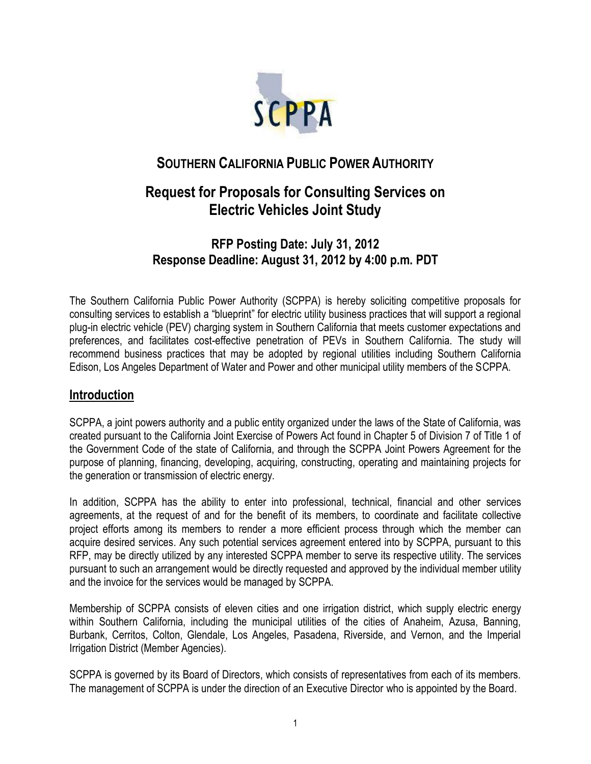# SOUTHERN CALIFORNIA PUBLIC POWER AUTHORITY

## Request for Proposals for Consulting Services on Electric Vehicles Joint Study

### RFP Posting Date: July 31, 2012
### Response Deadline: August 31, 2012 by 4:00 p.m. PDT

The Southern California Public Power Authority (SCPPA) is hereby soliciting competitive proposals for consulting services to establish a "blueprint" for electric utility business practices that will support a regional plug-in electric vehicle (PEV) charging system in Southern California that meets customer expectations and preferences, and facilitates cost-effective penetration of PEVs in Southern California. The study will recommend business practices that may be adopted by regional utilities including Southern California Edison, Los Angeles Department of Water and Power and other municipal utility members of the SCPPA.

## Introduction

SCPPA, a joint powers authority and a public entity organized under the laws of the State of California, was created pursuant to the California Joint Exercise of Powers Act found in Chapter 5 of Division 7 of Title 1 of the Government Code of the state of California, and through the SCPPA Joint Powers Agreement for the purpose of planning, financing, developing, acquiring, constructing, operating and maintaining projects for the generation or transmission of electric energy.

In addition, SCPPA has the ability to enter into professional, technical, financial and other services agreements, at the request of and for the benefit of its members, to coordinate and facilitate collective project efforts among its members to render a more efficient process through which the member can acquire desired services. Any such potential services agreement entered into by SCPPA, pursuant to this RFP, may be directly utilized by any interested SCPPA member to serve its respective utility. The services pursuant to such an arrangement would be directly requested and approved by the individual member utility and the invoice for the services would be managed by SCPPA.

Membership of SCPPA consists of eleven cities and one irrigation district, which supply electric energy within Southern California, including the municipal utilities of the cities of Anaheim, Azusa, Banning, Burbank, Cerritos, Colton, Glendale, Los Angeles, Pasadena, Riverside, and Vernon, and the Imperial Irrigation District (Member Agencies).

SCPPA is governed by its Board of Directors, which consists of representatives from each of its members. The management of SCPPA is under the direction of an Executive Director who is appointed by the Board.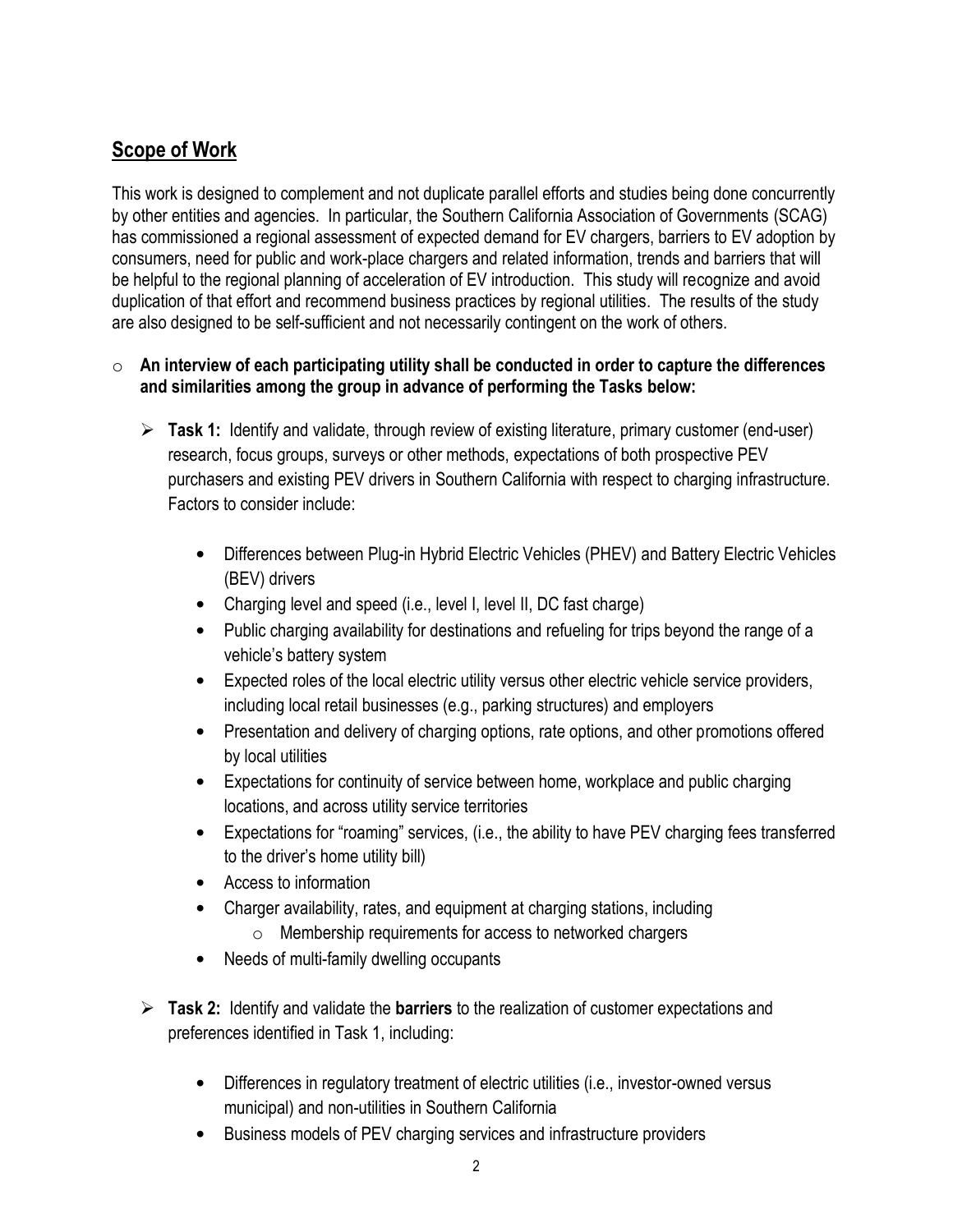## Scope of Work

This work is designed to complement and not duplicate parallel efforts and studies being done concurrently by other entities and agencies. In particular, the Southern California Association of Governments (SCAG) has commissioned a regional assessment of expected demand for EV chargers, barriers to EV adoption by consumers, need for public and work-place chargers and related information, trends and barriers that will be helpful to the regional planning of acceleration of EV introduction. This study will recognize and avoid duplication of that effort and recommend business practices by regional utilities. The results of the study are also designed to be self-sufficient and not necessarily contingent on the work of others.

- **An interview of each participating utility shall be conducted in order to capture the differences and similarities among the group in advance of performing the Tasks below:**

  - **Task 1:** Identify and validate, through review of existing literature, primary customer (end-user) research, focus groups, surveys or other methods, expectations of both prospective PEV purchasers and existing PEV drivers in Southern California with respect to charging infrastructure. Factors to consider include:

    - Differences between Plug-in Hybrid Electric Vehicles (PHEV) and Battery Electric Vehicles (BEV) drivers
    - Charging level and speed (i.e., level I, level II, DC fast charge)
    - Public charging availability for destinations and refueling for trips beyond the range of a vehicle's battery system
    - Expected roles of the local electric utility versus other electric vehicle service providers, including local retail businesses (e.g., parking structures) and employers
    - Presentation and delivery of charging options, rate options, and other promotions offered by local utilities
    - Expectations for continuity of service between home, workplace and public charging locations, and across utility service territories
    - Expectations for "roaming" services, (i.e., the ability to have PEV charging fees transferred to the driver's home utility bill)
    - Access to information
    - Charger availability, rates, and equipment at charging stations, including
      - Membership requirements for access to networked chargers
    - Needs of multi-family dwelling occupants

  - **Task 2:** Identify and validate the **barriers** to the realization of customer expectations and preferences identified in Task 1, including:

    - Differences in regulatory treatment of electric utilities (i.e., investor-owned versus municipal) and non-utilities in Southern California
    - Business models of PEV charging services and infrastructure providers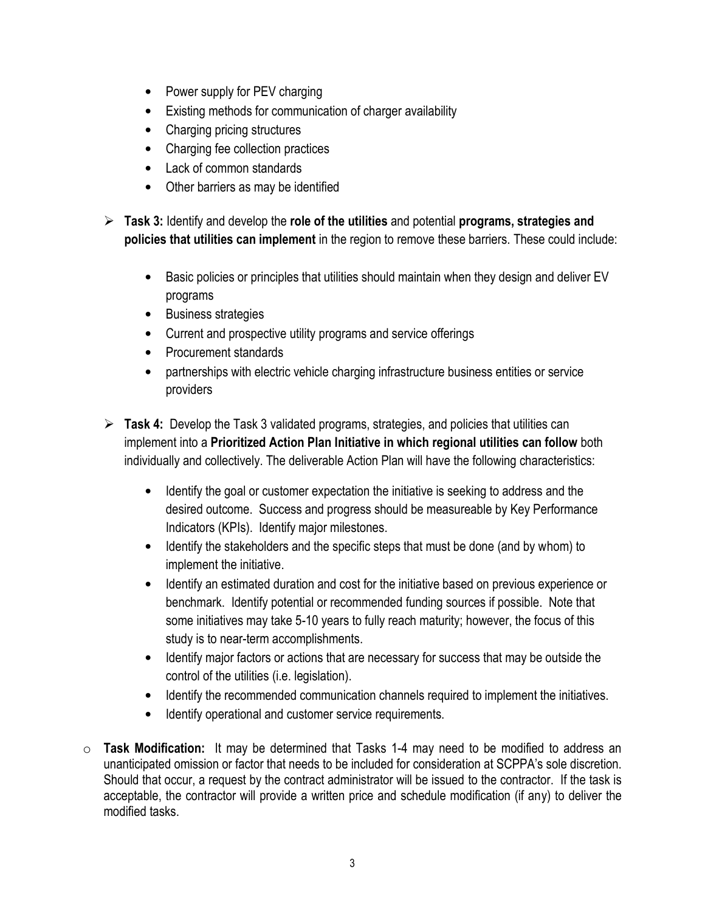- Power supply for PEV charging
- Existing methods for communication of charger availability
- Charging pricing structures
- Charging fee collection practices
- Lack of common standards
- Other barriers as may be identified

- **Task 3:** Identify and develop the **role of the utilities** and potential **programs, strategies and policies that utilities can implement** in the region to remove these barriers. These could include:

  - Basic policies or principles that utilities should maintain when they design and deliver EV programs
  - Business strategies
  - Current and prospective utility programs and service offerings
  - Procurement standards
  - partnerships with electric vehicle charging infrastructure business entities or service providers

- **Task 4:** Develop the Task 3 validated programs, strategies, and policies that utilities can implement into a **Prioritized Action Plan Initiative in which regional utilities can follow** both individually and collectively. The deliverable Action Plan will have the following characteristics:

  - Identify the goal or customer expectation the initiative is seeking to address and the desired outcome. Success and progress should be measureable by Key Performance Indicators (KPIs). Identify major milestones.
  - Identify the stakeholders and the specific steps that must be done (and by whom) to implement the initiative.
  - Identify an estimated duration and cost for the initiative based on previous experience or benchmark. Identify potential or recommended funding sources if possible. Note that some initiatives may take 5-10 years to fully reach maturity; however, the focus of this study is to near-term accomplishments.
  - Identify major factors or actions that are necessary for success that may be outside the control of the utilities (i.e. legislation).
  - Identify the recommended communication channels required to implement the initiatives.
  - Identify operational and customer service requirements.

- **Task Modification:** It may be determined that Tasks 1-4 may need to be modified to address an unanticipated omission or factor that needs to be included for consideration at SCPPA's sole discretion. Should that occur, a request by the contract administrator will be issued to the contractor. If the task is acceptable, the contractor will provide a written price and schedule modification (if any) to deliver the modified tasks.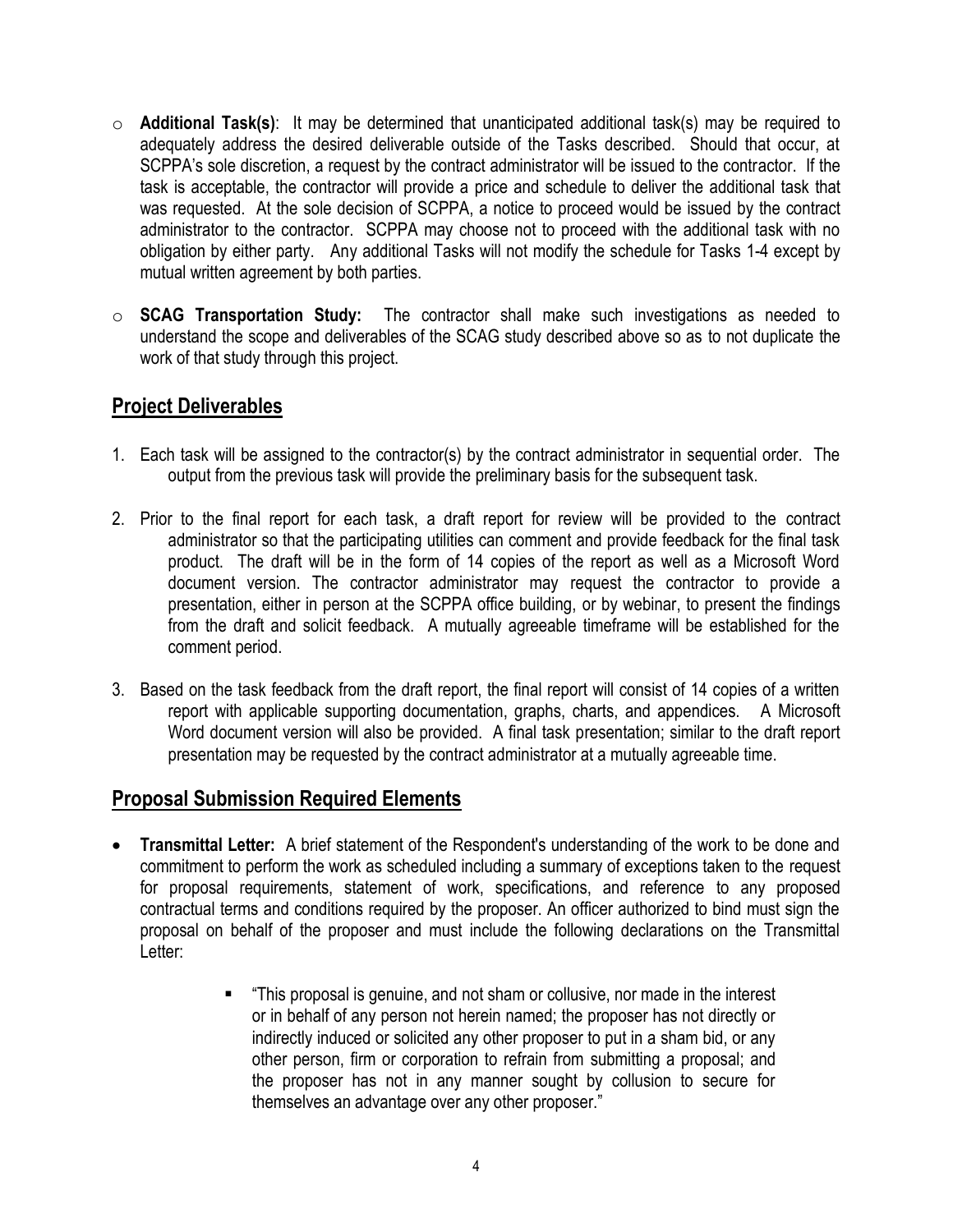- **Additional Task(s)**: It may be determined that unanticipated additional task(s) may be required to adequately address the desired deliverable outside of the Tasks described. Should that occur, at SCPPA's sole discretion, a request by the contract administrator will be issued to the contractor. If the task is acceptable, the contractor will provide a price and schedule to deliver the additional task that was requested. At the sole decision of SCPPA, a notice to proceed would be issued by the contract administrator to the contractor. SCPPA may choose not to proceed with the additional task with no obligation by either party. Any additional Tasks will not modify the schedule for Tasks 1-4 except by mutual written agreement by both parties.

- **SCAG Transportation Study:** The contractor shall make such investigations as needed to understand the scope and deliverables of the SCAG study described above so as to not duplicate the work of that study through this project.

## Project Deliverables

1. Each task will be assigned to the contractor(s) by the contract administrator in sequential order. The output from the previous task will provide the preliminary basis for the subsequent task.

2. Prior to the final report for each task, a draft report for review will be provided to the contract administrator so that the participating utilities can comment and provide feedback for the final task product. The draft will be in the form of 14 copies of the report as well as a Microsoft Word document version. The contractor administrator may request the contractor to provide a presentation, either in person at the SCPPA office building, or by webinar, to present the findings from the draft and solicit feedback. A mutually agreeable timeframe will be established for the comment period.

3. Based on the task feedback from the draft report, the final report will consist of 14 copies of a written report with applicable supporting documentation, graphs, charts, and appendices. A Microsoft Word document version will also be provided. A final task presentation; similar to the draft report presentation may be requested by the contract administrator at a mutually agreeable time.

## Proposal Submission Required Elements

- **Transmittal Letter:** A brief statement of the Respondent's understanding of the work to be done and commitment to perform the work as scheduled including a summary of exceptions taken to the request for proposal requirements, statement of work, specifications, and reference to any proposed contractual terms and conditions required by the proposer. An officer authorized to bind must sign the proposal on behalf of the proposer and must include the following declarations on the Transmittal Letter:

  - "This proposal is genuine, and not sham or collusive, nor made in the interest or in behalf of any person not herein named; the proposer has not directly or indirectly induced or solicited any other proposer to put in a sham bid, or any other person, firm or corporation to refrain from submitting a proposal; and the proposer has not in any manner sought by collusion to secure for themselves an advantage over any other proposer."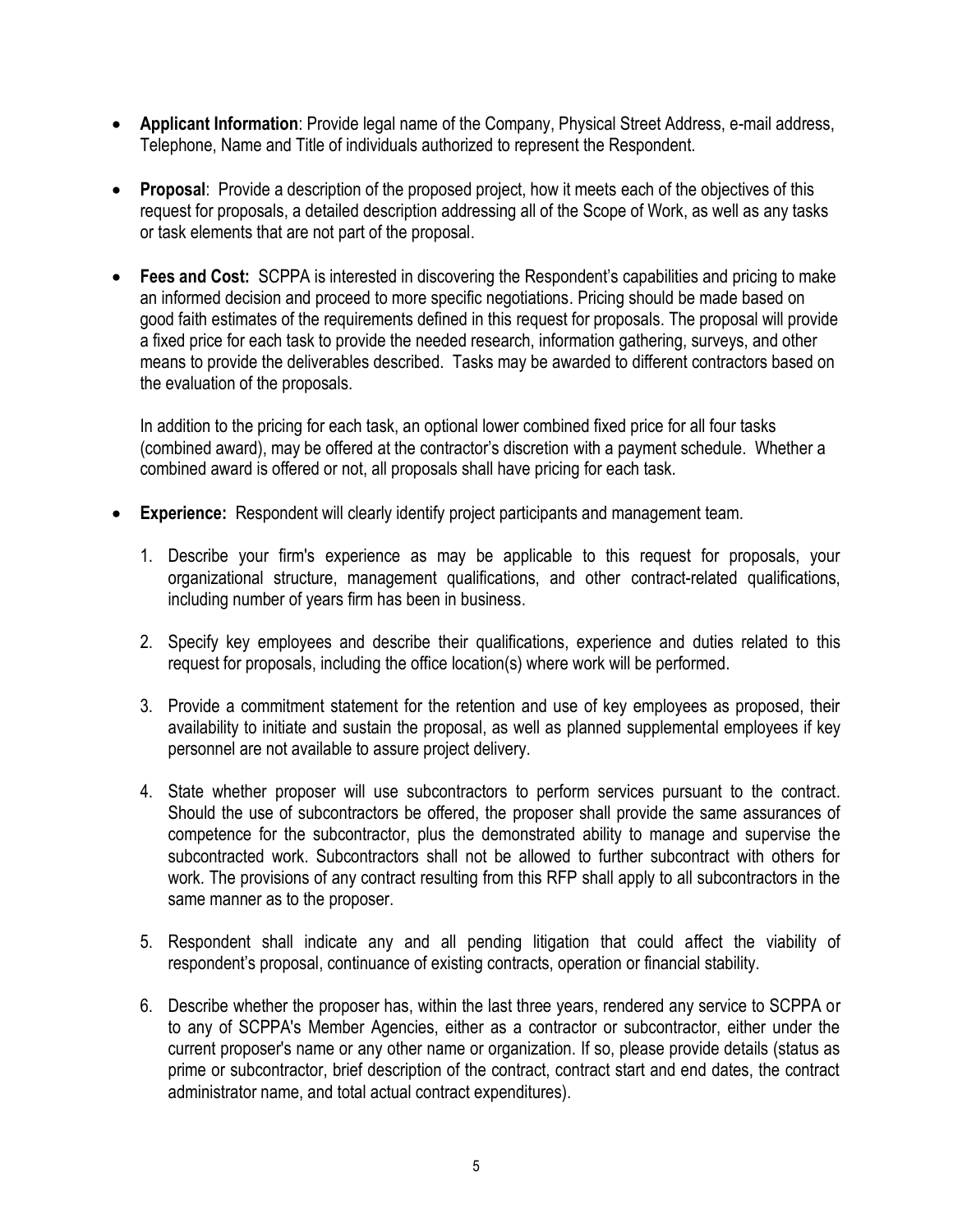- **Applicant Information**: Provide legal name of the Company, Physical Street Address, e-mail address, Telephone, Name and Title of individuals authorized to represent the Respondent.

- **Proposal**: Provide a description of the proposed project, how it meets each of the objectives of this request for proposals, a detailed description addressing all of the Scope of Work, as well as any tasks or task elements that are not part of the proposal.

- **Fees and Cost:** SCPPA is interested in discovering the Respondent's capabilities and pricing to make an informed decision and proceed to more specific negotiations. Pricing should be made based on good faith estimates of the requirements defined in this request for proposals. The proposal will provide a fixed price for each task to provide the needed research, information gathering, surveys, and other means to provide the deliverables described. Tasks may be awarded to different contractors based on the evaluation of the proposals.

  In addition to the pricing for each task, an optional lower combined fixed price for all four tasks (combined award), may be offered at the contractor's discretion with a payment schedule. Whether a combined award is offered or not, all proposals shall have pricing for each task.

- **Experience:** Respondent will clearly identify project participants and management team.

  1. Describe your firm's experience as may be applicable to this request for proposals, your organizational structure, management qualifications, and other contract-related qualifications, including number of years firm has been in business.

  2. Specify key employees and describe their qualifications, experience and duties related to this request for proposals, including the office location(s) where work will be performed.

  3. Provide a commitment statement for the retention and use of key employees as proposed, their availability to initiate and sustain the proposal, as well as planned supplemental employees if key personnel are not available to assure project delivery.

  4. State whether proposer will use subcontractors to perform services pursuant to the contract. Should the use of subcontractors be offered, the proposer shall provide the same assurances of competence for the subcontractor, plus the demonstrated ability to manage and supervise the subcontracted work. Subcontractors shall not be allowed to further subcontract with others for work. The provisions of any contract resulting from this RFP shall apply to all subcontractors in the same manner as to the proposer.

  5. Respondent shall indicate any and all pending litigation that could affect the viability of respondent's proposal, continuance of existing contracts, operation or financial stability.

  6. Describe whether the proposer has, within the last three years, rendered any service to SCPPA or to any of SCPPA's Member Agencies, either as a contractor or subcontractor, either under the current proposer's name or any other name or organization. If so, please provide details (status as prime or subcontractor, brief description of the contract, contract start and end dates, the contract administrator name, and total actual contract expenditures).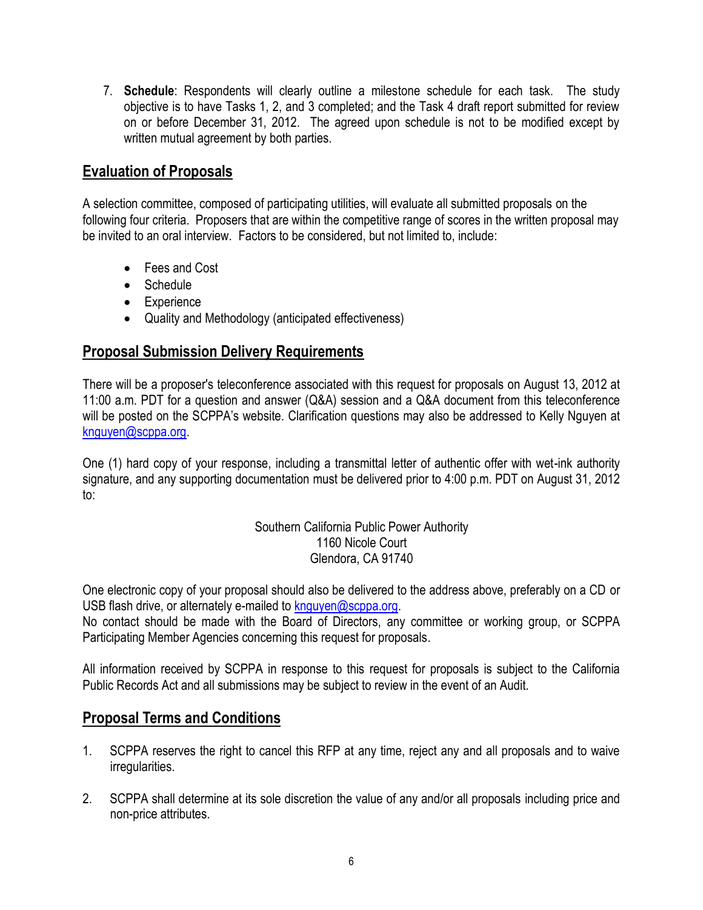7. **Schedule**: Respondents will clearly outline a milestone schedule for each task. The study objective is to have Tasks 1, 2, and 3 completed; and the Task 4 draft report submitted for review on or before December 31, 2012. The agreed upon schedule is not to be modified except by written mutual agreement by both parties.

## Evaluation of Proposals

A selection committee, composed of participating utilities, will evaluate all submitted proposals on the following four criteria. Proposers that are within the competitive range of scores in the written proposal may be invited to an oral interview. Factors to be considered, but not limited to, include:

- Fees and Cost
- Schedule
- Experience
- Quality and Methodology (anticipated effectiveness)

## Proposal Submission Delivery Requirements

There will be a proposer's teleconference associated with this request for proposals on August 13, 2012 at 11:00 a.m. PDT for a question and answer (Q&A) session and a Q&A document from this teleconference will be posted on the SCPPA's website. Clarification questions may also be addressed to Kelly Nguyen at knguyen@scppa.org.

One (1) hard copy of your response, including a transmittal letter of authentic offer with wet-ink authority signature, and any supporting documentation must be delivered prior to 4:00 p.m. PDT on August 31, 2012 to:

Southern California Public Power Authority
1160 Nicole Court
Glendora, CA 91740

One electronic copy of your proposal should also be delivered to the address above, preferably on a CD or USB flash drive, or alternately e-mailed to knguyen@scppa.org.
No contact should be made with the Board of Directors, any committee or working group, or SCPPA Participating Member Agencies concerning this request for proposals.

All information received by SCPPA in response to this request for proposals is subject to the California Public Records Act and all submissions may be subject to review in the event of an Audit.

## Proposal Terms and Conditions

1. SCPPA reserves the right to cancel this RFP at any time, reject any and all proposals and to waive irregularities.

2. SCPPA shall determine at its sole discretion the value of any and/or all proposals including price and non-price attributes.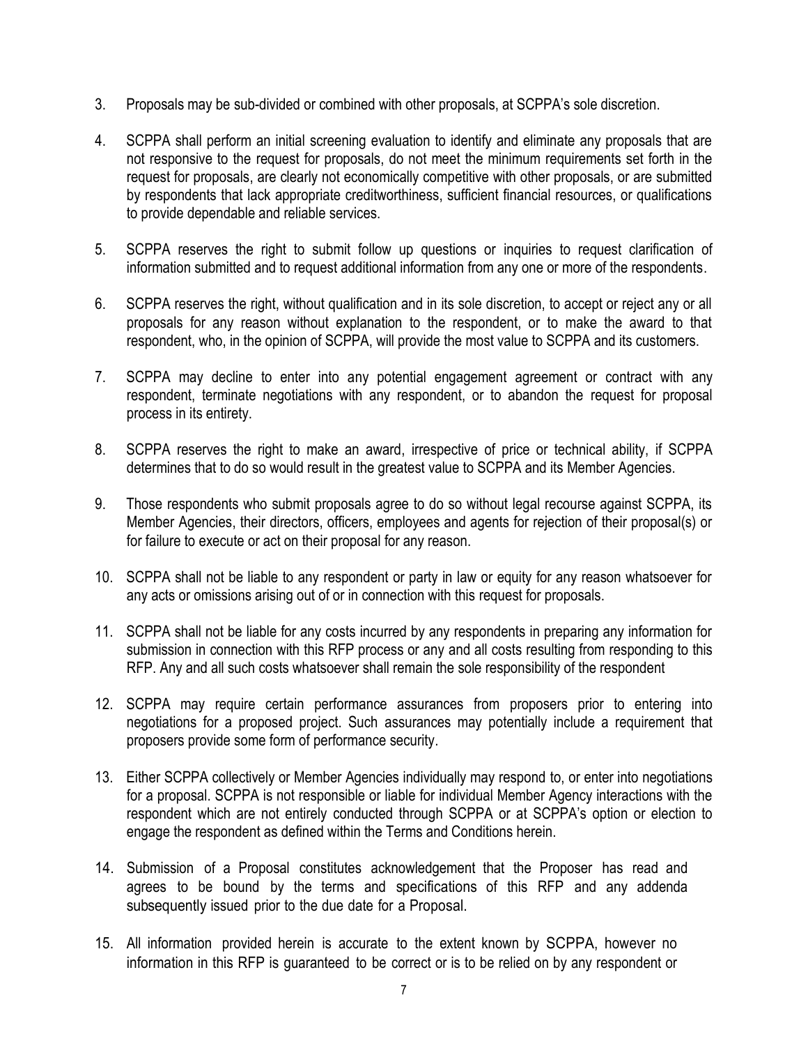3. Proposals may be sub-divided or combined with other proposals, at SCPPA's sole discretion.

4. SCPPA shall perform an initial screening evaluation to identify and eliminate any proposals that are not responsive to the request for proposals, do not meet the minimum requirements set forth in the request for proposals, are clearly not economically competitive with other proposals, or are submitted by respondents that lack appropriate creditworthiness, sufficient financial resources, or qualifications to provide dependable and reliable services.

5. SCPPA reserves the right to submit follow up questions or inquiries to request clarification of information submitted and to request additional information from any one or more of the respondents.

6. SCPPA reserves the right, without qualification and in its sole discretion, to accept or reject any or all proposals for any reason without explanation to the respondent, or to make the award to that respondent, who, in the opinion of SCPPA, will provide the most value to SCPPA and its customers.

7. SCPPA may decline to enter into any potential engagement agreement or contract with any respondent, terminate negotiations with any respondent, or to abandon the request for proposal process in its entirety.

8. SCPPA reserves the right to make an award, irrespective of price or technical ability, if SCPPA determines that to do so would result in the greatest value to SCPPA and its Member Agencies.

9. Those respondents who submit proposals agree to do so without legal recourse against SCPPA, its Member Agencies, their directors, officers, employees and agents for rejection of their proposal(s) or for failure to execute or act on their proposal for any reason.

10. SCPPA shall not be liable to any respondent or party in law or equity for any reason whatsoever for any acts or omissions arising out of or in connection with this request for proposals.

11. SCPPA shall not be liable for any costs incurred by any respondents in preparing any information for submission in connection with this RFP process or any and all costs resulting from responding to this RFP. Any and all such costs whatsoever shall remain the sole responsibility of the respondent

12. SCPPA may require certain performance assurances from proposers prior to entering into negotiations for a proposed project. Such assurances may potentially include a requirement that proposers provide some form of performance security.

13. Either SCPPA collectively or Member Agencies individually may respond to, or enter into negotiations for a proposal. SCPPA is not responsible or liable for individual Member Agency interactions with the respondent which are not entirely conducted through SCPPA or at SCPPA's option or election to engage the respondent as defined within the Terms and Conditions herein.

14. Submission of a Proposal constitutes acknowledgement that the Proposer has read and agrees to be bound by the terms and specifications of this RFP and any addenda subsequently issued prior to the due date for a Proposal.

15. All information provided herein is accurate to the extent known by SCPPA, however no information in this RFP is guaranteed to be correct or is to be relied on by any respondent or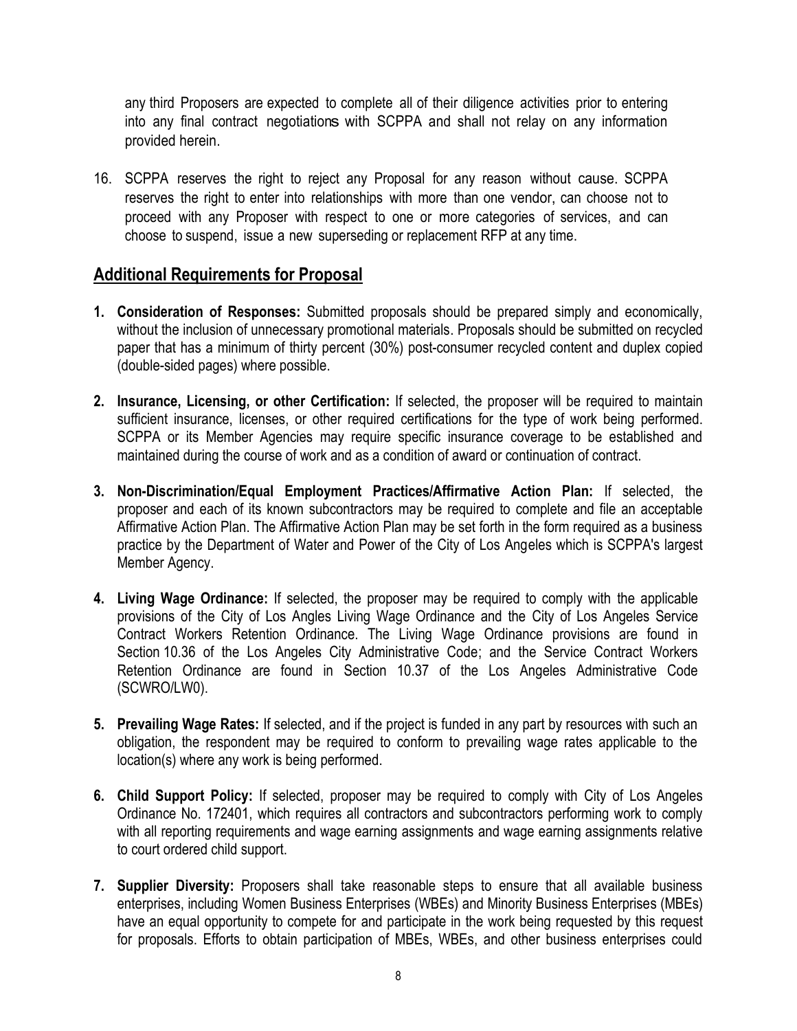any third Proposers are expected to complete all of their diligence activities prior to entering into any final contract negotiations with SCPPA and shall not relay on any information provided herein.

16. SCPPA reserves the right to reject any Proposal for any reason without cause. SCPPA reserves the right to enter into relationships with more than one vendor, can choose not to proceed with any Proposer with respect to one or more categories of services, and can choose to suspend, issue a new superseding or replacement RFP at any time.

## Additional Requirements for Proposal

1. **Consideration of Responses:** Submitted proposals should be prepared simply and economically, without the inclusion of unnecessary promotional materials. Proposals should be submitted on recycled paper that has a minimum of thirty percent (30%) post-consumer recycled content and duplex copied (double-sided pages) where possible.

2. **Insurance, Licensing, or other Certification:** If selected, the proposer will be required to maintain sufficient insurance, licenses, or other required certifications for the type of work being performed. SCPPA or its Member Agencies may require specific insurance coverage to be established and maintained during the course of work and as a condition of award or continuation of contract.

3. **Non-Discrimination/Equal Employment Practices/Affirmative Action Plan:** If selected, the proposer and each of its known subcontractors may be required to complete and file an acceptable Affirmative Action Plan. The Affirmative Action Plan may be set forth in the form required as a business practice by the Department of Water and Power of the City of Los Angeles which is SCPPA's largest Member Agency.

4. **Living Wage Ordinance:** If selected, the proposer may be required to comply with the applicable provisions of the City of Los Angles Living Wage Ordinance and the City of Los Angeles Service Contract Workers Retention Ordinance. The Living Wage Ordinance provisions are found in Section 10.36 of the Los Angeles City Administrative Code; and the Service Contract Workers Retention Ordinance are found in Section 10.37 of the Los Angeles Administrative Code (SCWRO/LW0).

5. **Prevailing Wage Rates:** If selected, and if the project is funded in any part by resources with such an obligation, the respondent may be required to conform to prevailing wage rates applicable to the location(s) where any work is being performed.

6. **Child Support Policy:** If selected, proposer may be required to comply with City of Los Angeles Ordinance No. 172401, which requires all contractors and subcontractors performing work to comply with all reporting requirements and wage earning assignments and wage earning assignments relative to court ordered child support.

7. **Supplier Diversity:** Proposers shall take reasonable steps to ensure that all available business enterprises, including Women Business Enterprises (WBEs) and Minority Business Enterprises (MBEs) have an equal opportunity to compete for and participate in the work being requested by this request for proposals. Efforts to obtain participation of MBEs, WBEs, and other business enterprises could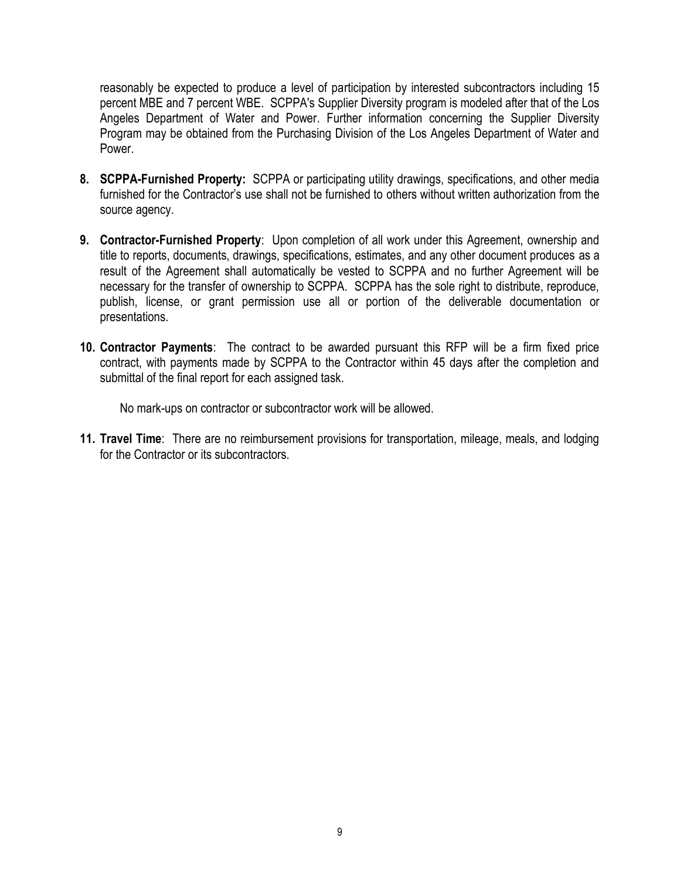reasonably be expected to produce a level of participation by interested subcontractors including 15 percent MBE and 7 percent WBE. SCPPA's Supplier Diversity program is modeled after that of the Los Angeles Department of Water and Power. Further information concerning the Supplier Diversity Program may be obtained from the Purchasing Division of the Los Angeles Department of Water and Power.

8. **SCPPA-Furnished Property:** SCPPA or participating utility drawings, specifications, and other media furnished for the Contractor's use shall not be furnished to others without written authorization from the source agency.

9. **Contractor-Furnished Property**: Upon completion of all work under this Agreement, ownership and title to reports, documents, drawings, specifications, estimates, and any other document produces as a result of the Agreement shall automatically be vested to SCPPA and no further Agreement will be necessary for the transfer of ownership to SCPPA. SCPPA has the sole right to distribute, reproduce, publish, license, or grant permission use all or portion of the deliverable documentation or presentations.

10. **Contractor Payments**: The contract to be awarded pursuant this RFP will be a firm fixed price contract, with payments made by SCPPA to the Contractor within 45 days after the completion and submittal of the final report for each assigned task.

    No mark-ups on contractor or subcontractor work will be allowed.

11. **Travel Time**: There are no reimbursement provisions for transportation, mileage, meals, and lodging for the Contractor or its subcontractors.